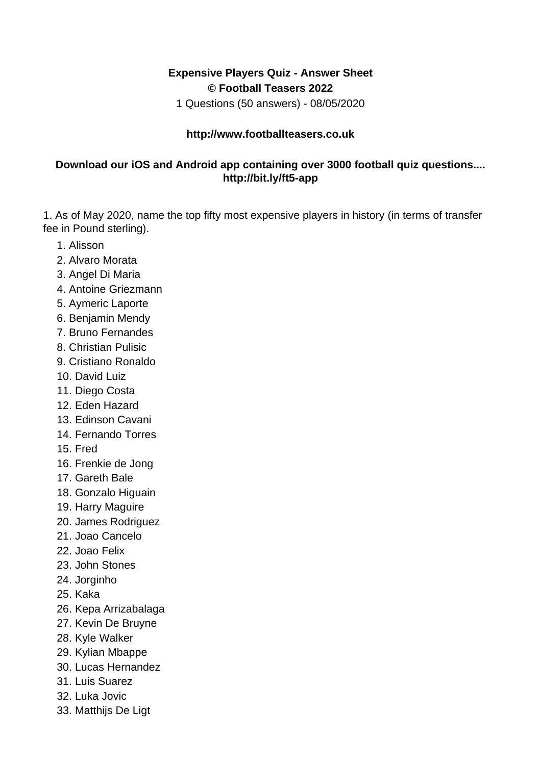**Expensive Players Quiz - Answer Sheet**
**© Football Teasers 2022**
1 Questions (50 answers) - 08/05/2020

**http://www.footballteasers.co.uk**

**Download our iOS and Android app containing over 3000 football quiz questions.... http://bit.ly/ft5-app**

1. As of May 2020, name the top fifty most expensive players in history (in terms of transfer fee in Pound sterling).

1. Alisson
2. Alvaro Morata
3. Angel Di Maria
4. Antoine Griezmann
5. Aymeric Laporte
6. Benjamin Mendy
7. Bruno Fernandes
8. Christian Pulisic
9. Cristiano Ronaldo
10. David Luiz
11. Diego Costa
12. Eden Hazard
13. Edinson Cavani
14. Fernando Torres
15. Fred
16. Frenkie de Jong
17. Gareth Bale
18. Gonzalo Higuain
19. Harry Maguire
20. James Rodriguez
21. Joao Cancelo
22. Joao Felix
23. John Stones
24. Jorginho
25. Kaka
26. Kepa Arrizabalaga
27. Kevin De Bruyne
28. Kyle Walker
29. Kylian Mbappe
30. Lucas Hernandez
31. Luis Suarez
32. Luka Jovic
33. Matthijs De Ligt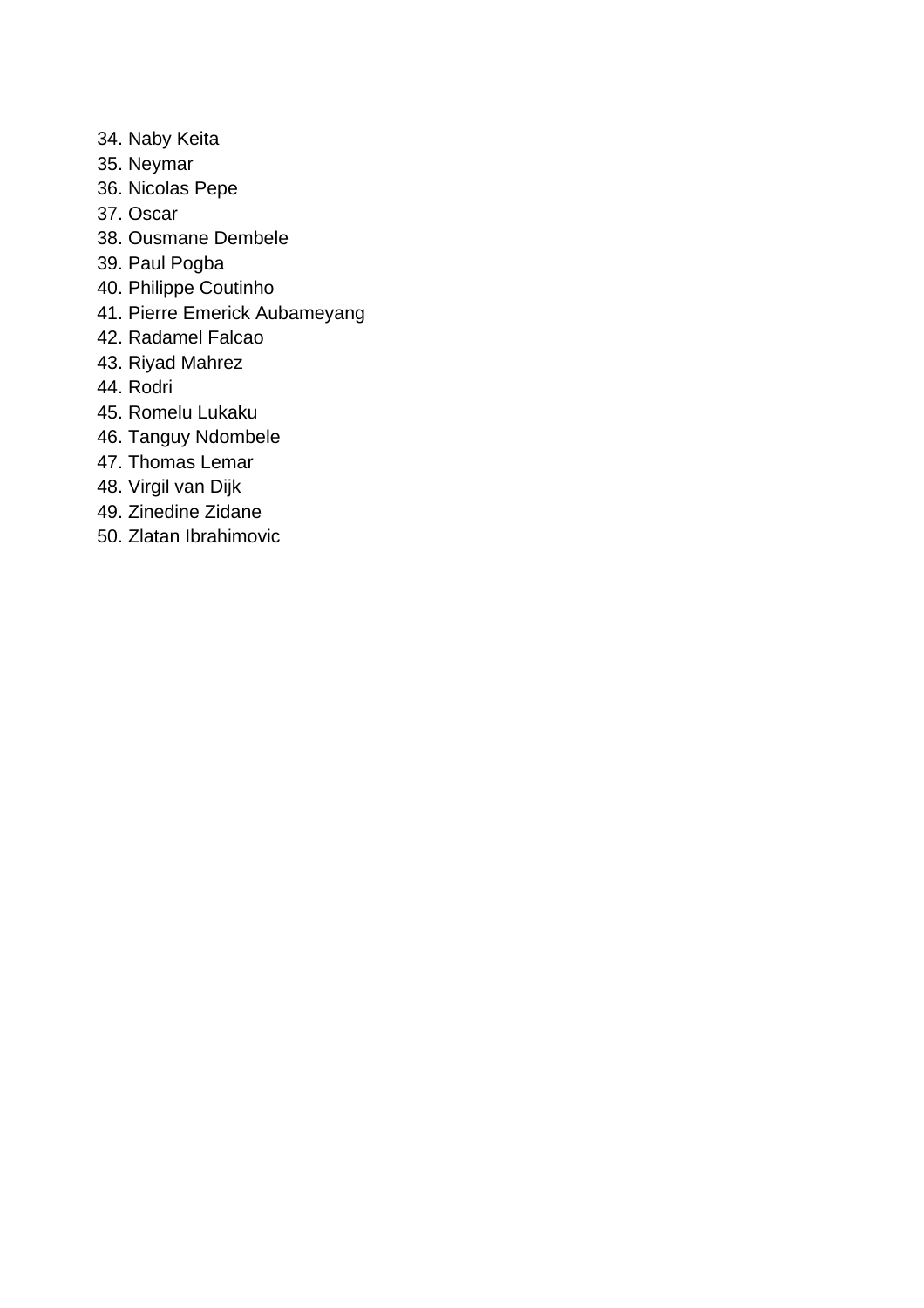34. Naby Keita
35. Neymar
36. Nicolas Pepe
37. Oscar
38. Ousmane Dembele
39. Paul Pogba
40. Philippe Coutinho
41. Pierre Emerick Aubameyang
42. Radamel Falcao
43. Riyad Mahrez
44. Rodri
45. Romelu Lukaku
46. Tanguy Ndombele
47. Thomas Lemar
48. Virgil van Dijk
49. Zinedine Zidane
50. Zlatan Ibrahimovic